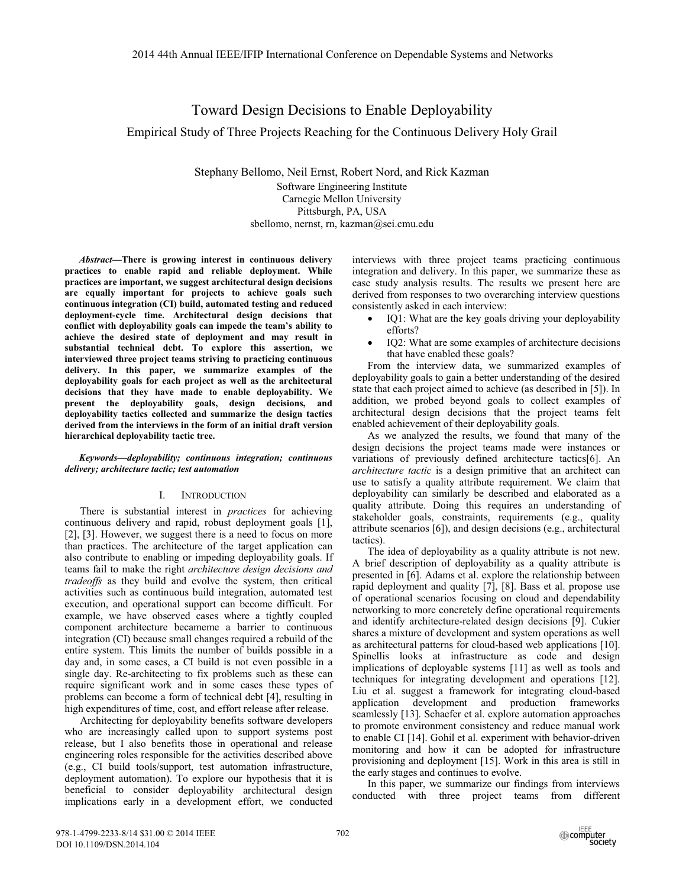# Toward Design Decisions to Enable Deployability

## Empirical Study of Three Projects Reaching for the Continuous Delivery Holy Grail

Stephany Bellomo, Neil Ernst, Robert Nord, and Rick Kazman
Software Engineering Institute
Carnegie Mellon University
Pittsburgh, PA, USA
sbellomo, nernst, rn, kazman@sei.cmu.edu

***Abstract*—There is growing interest in continuous delivery practices to enable rapid and reliable deployment. While practices are important, we suggest architectural design decisions are equally important for projects to achieve goals such continuous integration (CI) build, automated testing and reduced deployment-cycle time. Architectural design decisions that conflict with deployability goals can impede the team's ability to achieve the desired state of deployment and may result in substantial technical debt. To explore this assertion, we interviewed three project teams striving to practicing continuous delivery. In this paper, we summarize examples of the deployability goals for each project as well as the architectural decisions that they have made to enable deployability. We present the deployability goals, design decisions, and deployability tactics collected and summarize the design tactics derived from the interviews in the form of an initial draft version hierarchical deployability tactic tree.**

***Keywords*—deployability; continuous integration; continuous delivery; architecture tactic; test automation**

## I. Introduction

There is substantial interest in *practices* for achieving continuous delivery and rapid, robust deployment goals [1], [2], [3]. However, we suggest there is a need to focus on more than practices. The architecture of the target application can also contribute to enabling or impeding deployability goals. If teams fail to make the right *architecture design decisions and tradeoffs* as they build and evolve the system, then critical activities such as continuous build integration, automated test execution, and operational support can become difficult. For example, we have observed cases where a tightly coupled component architecture becameme a barrier to continuous integration (CI) because small changes required a rebuild of the entire system. This limits the number of builds possible in a day and, in some cases, a CI build is not even possible in a single day. Re-architecting to fix problems such as these can require significant work and in some cases these types of problems can become a form of technical debt [4], resulting in high expenditures of time, cost, and effort release after release.

Architecting for deployability benefits software developers who are increasingly called upon to support systems post release, but I also benefits those in operational and release engineering roles responsible for the activities described above (e.g., CI build tools/support, test automation infrastructure, deployment automation). To explore our hypothesis that it is beneficial to consider deployability architectural design implications early in a development effort, we conducted interviews with three project teams practicing continuous integration and delivery. In this paper, we summarize these as case study analysis results. The results we present here are derived from responses to two overarching interview questions consistently asked in each interview:

- IQ1: What are the key goals driving your deployability efforts?
- IQ2: What are some examples of architecture decisions that have enabled these goals?

From the interview data, we summarized examples of deployability goals to gain a better understanding of the desired state that each project aimed to achieve (as described in [5]). In addition, we probed beyond goals to collect examples of architectural design decisions that the project teams felt enabled achievement of their deployability goals.

As we analyzed the results, we found that many of the design decisions the project teams made were instances or variations of previously defined architecture tactics[6]. An *architecture tactic* is a design primitive that an architect can use to satisfy a quality attribute requirement. We claim that deployability can similarly be described and elaborated as a quality attribute. Doing this requires an understanding of stakeholder goals, constraints, requirements (e.g., quality attribute scenarios [6]), and design decisions (e.g., architectural tactics).

The idea of deployability as a quality attribute is not new. A brief description of deployability as a quality attribute is presented in [6]. Adams et al. explore the relationship between rapid deployment and quality [7], [8]. Bass et al. propose use of operational scenarios focusing on cloud and dependability networking to more concretely define operational requirements and identify architecture-related design decisions [9]. Cukier shares a mixture of development and system operations as well as architectural patterns for cloud-based web applications [10]. Spinellis looks at infrastructure as code and design implications of deployable systems [11] as well as tools and techniques for integrating development and operations [12]. Liu et al. suggest a framework for integrating cloud-based application development and production frameworks seamlessly [13]. Schaefer et al. explore automation approaches to promote environment consistency and reduce manual work to enable CI [14]. Gohil et al. experiment with behavior-driven monitoring and how it can be adopted for infrastructure provisioning and deployment [15]. Work in this area is still in the early stages and continues to evolve.

In this paper, we summarize our findings from interviews conducted with three project teams from different

978-1-4799-2233-8/14 $31.00 © 2014 IEEE
DOI 10.1109/DSN.2014.104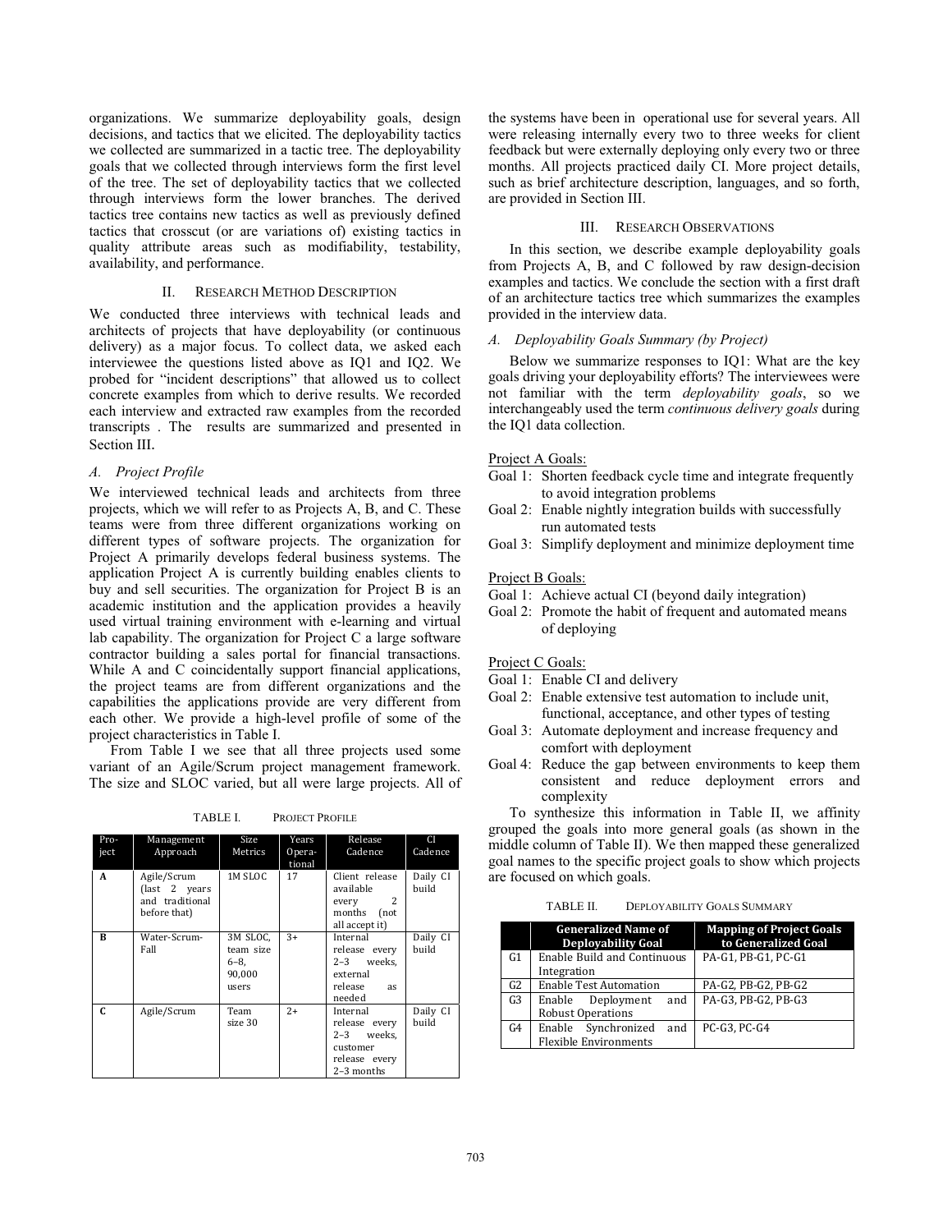organizations. We summarize deployability goals, design decisions, and tactics that we elicited. The deployability tactics we collected are summarized in a tactic tree. The deployability goals that we collected through interviews form the first level of the tree. The set of deployability tactics that we collected through interviews form the lower branches. The derived tactics tree contains new tactics as well as previously defined tactics that crosscut (or are variations of) existing tactics in quality attribute areas such as modifiability, testability, availability, and performance.

## II. RESEARCH METHOD DESCRIPTION

We conducted three interviews with technical leads and architects of projects that have deployability (or continuous delivery) as a major focus. To collect data, we asked each interviewee the questions listed above as IQ1 and IQ2. We probed for "incident descriptions" that allowed us to collect concrete examples from which to derive results. We recorded each interview and extracted raw examples from the recorded transcripts . The results are summarized and presented in Section III.

### *A. Project Profile*

We interviewed technical leads and architects from three projects, which we will refer to as Projects A, B, and C. These teams were from three different organizations working on different types of software projects. The organization for Project A primarily develops federal business systems. The application Project A is currently building enables clients to buy and sell securities. The organization for Project B is an academic institution and the application provides a heavily used virtual training environment with e-learning and virtual lab capability. The organization for Project C a large software contractor building a sales portal for financial transactions. While A and C coincidentally support financial applications, the project teams are from different organizations and the capabilities the applications provide are very different from each other. We provide a high-level profile of some of the project characteristics in Table I.

From Table I we see that all three projects used some variant of an Agile/Scrum project management framework. The size and SLOC varied, but all were large projects. All of the systems have been in operational use for several years. All were releasing internally every two to three weeks for client feedback but were externally deploying only every two or three months. All projects practiced daily CI. More project details, such as brief architecture description, languages, and so forth, are provided in Section III.

TABLE I. PROJECT PROFILE

| Project | Management Approach | Size Metrics | Years Operational | Release Cadence | CI Cadence |
|---|---|---|---|---|---|
| **A** | Agile/Scrum (last 2 years and traditional before that) | 1M SLOC | 17 | Client release available every 2 months (not all accept it) | Daily CI build |
| **B** | Water-Scrum-Fall | 3M SLOC, team size 6–8, 90,000 users | 3+ | Internal release every 2–3 weeks, external release as needed | Daily CI build |
| **C** | Agile/Scrum | Team size 30 | 2+ | Internal release every 2–3 weeks, customer release every 2–3 months | Daily CI build |

## III. RESEARCH OBSERVATIONS

In this section, we describe example deployability goals from Projects A, B, and C followed by raw design-decision examples and tactics. We conclude the section with a first draft of an architecture tactics tree which summarizes the examples provided in the interview data.

### *A. Deployability Goals Summary (by Project)*

Below we summarize responses to IQ1: What are the key goals driving your deployability efforts? The interviewees were not familiar with the term *deployability goals*, so we interchangeably used the term *continuous delivery goals* during the IQ1 data collection.

Project A Goals:

- Goal 1: Shorten feedback cycle time and integrate frequently to avoid integration problems
- Goal 2: Enable nightly integration builds with successfully run automated tests
- Goal 3: Simplify deployment and minimize deployment time

Project B Goals:

- Goal 1: Achieve actual CI (beyond daily integration)
- Goal 2: Promote the habit of frequent and automated means of deploying

Project C Goals:

- Goal 1: Enable CI and delivery
- Goal 2: Enable extensive test automation to include unit, functional, acceptance, and other types of testing
- Goal 3: Automate deployment and increase frequency and comfort with deployment
- Goal 4: Reduce the gap between environments to keep them consistent and reduce deployment errors and complexity

To synthesize this information in Table II, we affinity grouped the goals into more general goals (as shown in the middle column of Table II). We then mapped these generalized goal names to the specific project goals to show which projects are focused on which goals.

TABLE II. DEPLOYABILITY GOALS SUMMARY

| | Generalized Name of Deployability Goal | Mapping of Project Goals to Generalized Goal |
|---|---|---|
| G1 | Enable Build and Continuous Integration | PA-G1, PB-G1, PC-G1 |
| G2 | Enable Test Automation | PA-G2, PB-G2, PB-G2 |
| G3 | Enable Deployment and Robust Operations | PA-G3, PB-G2, PB-G3 |
| G4 | Enable Synchronized and Flexible Environments | PC-G3, PC-G4 |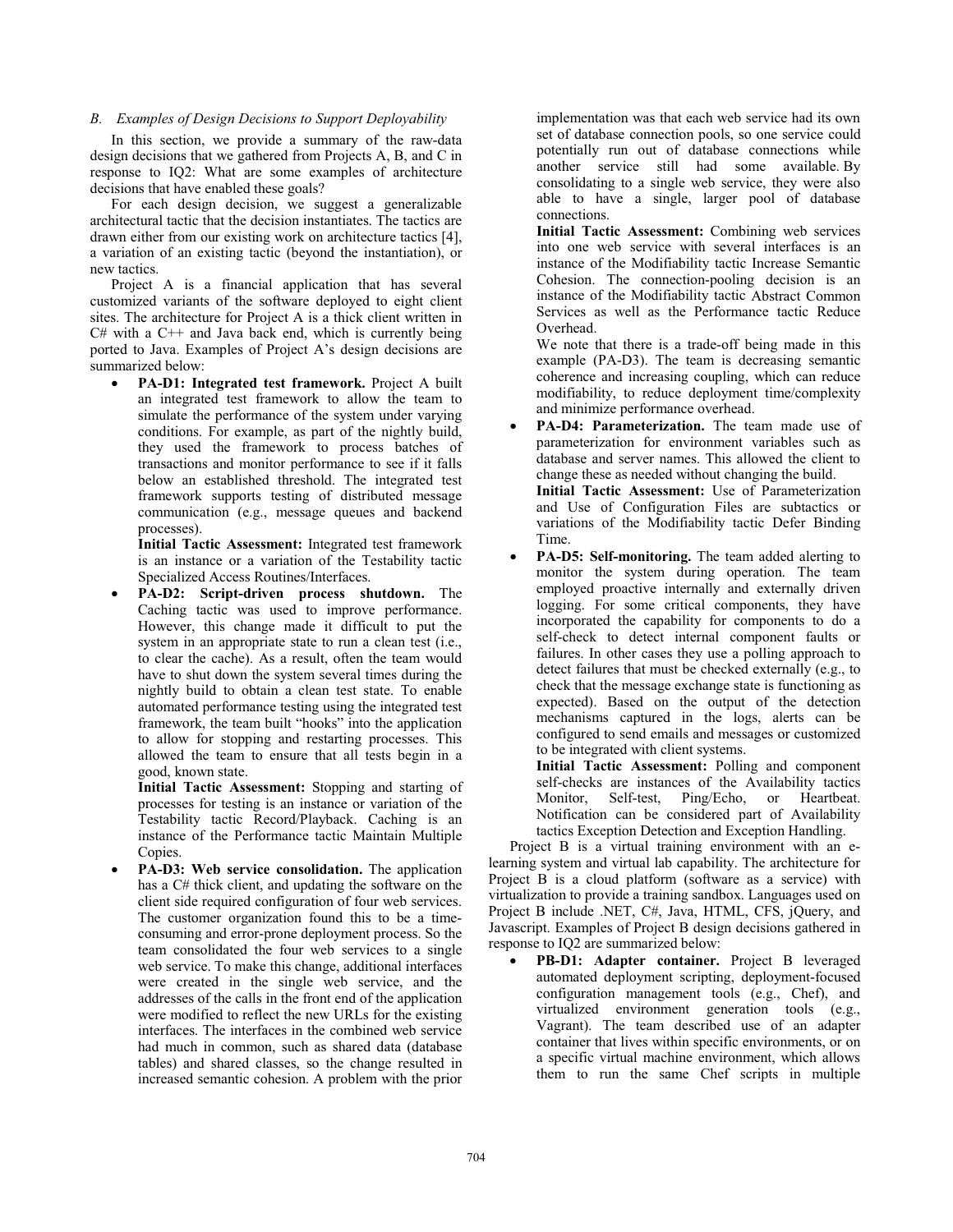### *B. Examples of Design Decisions to Support Deployability*

In this section, we provide a summary of the raw-data design decisions that we gathered from Projects A, B, and C in response to IQ2: What are some examples of architecture decisions that have enabled these goals?

For each design decision, we suggest a generalizable architectural tactic that the decision instantiates. The tactics are drawn either from our existing work on architecture tactics [4], a variation of an existing tactic (beyond the instantiation), or new tactics.

Project A is a financial application that has several customized variants of the software deployed to eight client sites. The architecture for Project A is a thick client written in C# with a C++ and Java back end, which is currently being ported to Java. Examples of Project A's design decisions are summarized below:

- **PA-D1: Integrated test framework.** Project A built an integrated test framework to allow the team to simulate the performance of the system under varying conditions. For example, as part of the nightly build, they used the framework to process batches of transactions and monitor performance to see if it falls below an established threshold. The integrated test framework supports testing of distributed message communication (e.g., message queues and backend processes).

  **Initial Tactic Assessment:** Integrated test framework is an instance or a variation of the Testability tactic Specialized Access Routines/Interfaces.

- **PA-D2: Script-driven process shutdown.** The Caching tactic was used to improve performance. However, this change made it difficult to put the system in an appropriate state to run a clean test (i.e., to clear the cache). As a result, often the team would have to shut down the system several times during the nightly build to obtain a clean test state. To enable automated performance testing using the integrated test framework, the team built "hooks" into the application to allow for stopping and restarting processes. This allowed the team to ensure that all tests begin in a good, known state.

  **Initial Tactic Assessment:** Stopping and starting of processes for testing is an instance or variation of the Testability tactic Record/Playback. Caching is an instance of the Performance tactic Maintain Multiple Copies.

- **PA-D3: Web service consolidation.** The application has a C# thick client, and updating the software on the client side required configuration of four web services. The customer organization found this to be a time-consuming and error-prone deployment process. So the team consolidated the four web services to a single web service. To make this change, additional interfaces were created in the single web service, and the addresses of the calls in the front end of the application were modified to reflect the new URLs for the existing interfaces. The interfaces in the combined web service had much in common, such as shared data (database tables) and shared classes, so the change resulted in increased semantic cohesion. A problem with the prior implementation was that each web service had its own set of database connection pools, so one service could potentially run out of database connections while another service still had some available. By consolidating to a single web service, they were also able to have a single, larger pool of database connections.

  **Initial Tactic Assessment:** Combining web services into one web service with several interfaces is an instance of the Modifiability tactic Increase Semantic Cohesion. The connection-pooling decision is an instance of the Modifiability tactic Abstract Common Services as well as the Performance tactic Reduce Overhead.

  We note that there is a trade-off being made in this example (PA-D3). The team is decreasing semantic coherence and increasing coupling, which can reduce modifiability, to reduce deployment time/complexity and minimize performance overhead.

- **PA-D4: Parameterization.** The team made use of parameterization for environment variables such as database and server names. This allowed the client to change these as needed without changing the build.

  **Initial Tactic Assessment:** Use of Parameterization and Use of Configuration Files are subtactics or variations of the Modifiability tactic Defer Binding Time.

- **PA-D5: Self-monitoring.** The team added alerting to monitor the system during operation. The team employed proactive internally and externally driven logging. For some critical components, they have incorporated the capability for components to do a self-check to detect internal component faults or failures. In other cases they use a polling approach to detect failures that must be checked externally (e.g., to check that the message exchange state is functioning as expected). Based on the output of the detection mechanisms captured in the logs, alerts can be configured to send emails and messages or customized to be integrated with client systems.

  **Initial Tactic Assessment:** Polling and component self-checks are instances of the Availability tactics Monitor, Self-test, Ping/Echo, or Heartbeat. Notification can be considered part of Availability tactics Exception Detection and Exception Handling.

Project B is a virtual training environment with an e-learning system and virtual lab capability. The architecture for Project B is a cloud platform (software as a service) with virtualization to provide a training sandbox. Languages used on Project B include .NET, C#, Java, HTML, CFS, jQuery, and Javascript. Examples of Project B design decisions gathered in response to IQ2 are summarized below:

- **PB-D1: Adapter container.** Project B leveraged automated deployment scripting, deployment-focused configuration management tools (e.g., Chef), and virtualized environment generation tools (e.g., Vagrant). The team described use of an adapter container that lives within specific environments, or on a specific virtual machine environment, which allows them to run the same Chef scripts in multiple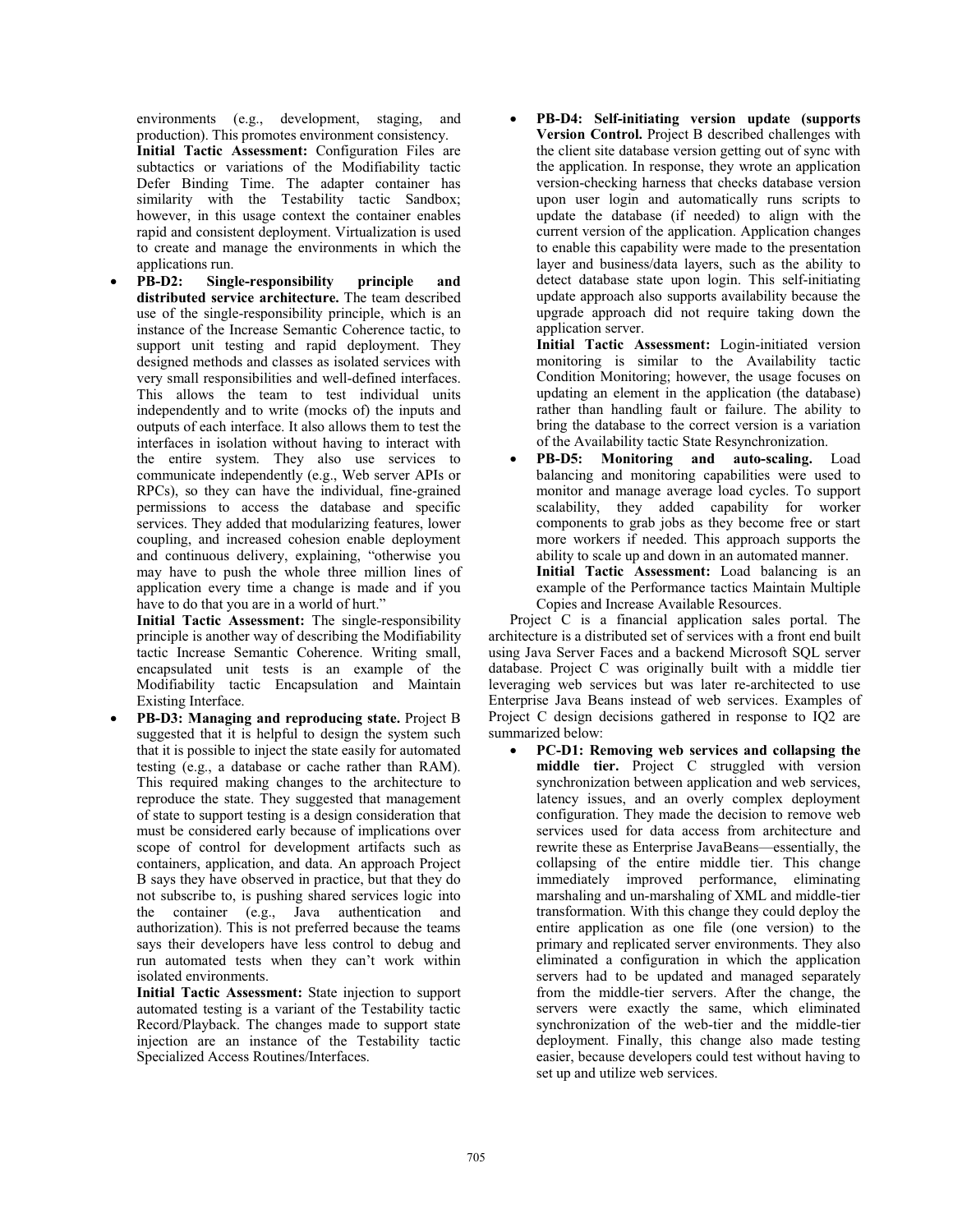environments (e.g., development, staging, and production). This promotes environment consistency.
**Initial Tactic Assessment:** Configuration Files are subtactics or variations of the Modifiability tactic Defer Binding Time. The adapter container has similarity with the Testability tactic Sandbox; however, in this usage context the container enables rapid and consistent deployment. Virtualization is used to create and manage the environments in which the applications run.

- **PB-D2: Single-responsibility principle and distributed service architecture.** The team described use of the single-responsibility principle, which is an instance of the Increase Semantic Coherence tactic, to support unit testing and rapid deployment. They designed methods and classes as isolated services with very small responsibilities and well-defined interfaces. This allows the team to test individual units independently and to write (mocks of) the inputs and outputs of each interface. It also allows them to test the interfaces in isolation without having to interact with the entire system. They also use services to communicate independently (e.g., Web server APIs or RPCs), so they can have the individual, fine-grained permissions to access the database and specific services. They added that modularizing features, lower coupling, and increased cohesion enable deployment and continuous delivery, explaining, "otherwise you may have to push the whole three million lines of application every time a change is made and if you have to do that you are in a world of hurt."
  **Initial Tactic Assessment:** The single-responsibility principle is another way of describing the Modifiability tactic Increase Semantic Coherence. Writing small, encapsulated unit tests is an example of the Modifiability tactic Encapsulation and Maintain Existing Interface.
- **PB-D3: Managing and reproducing state.** Project B suggested that it is helpful to design the system such that it is possible to inject the state easily for automated testing (e.g., a database or cache rather than RAM). This required making changes to the architecture to reproduce the state. They suggested that management of state to support testing is a design consideration that must be considered early because of implications over scope of control for development artifacts such as containers, application, and data. An approach Project B says they have observed in practice, but that they do not subscribe to, is pushing shared services logic into the container (e.g., Java authentication and authorization). This is not preferred because the teams says their developers have less control to debug and run automated tests when they can't work within isolated environments.
  **Initial Tactic Assessment:** State injection to support automated testing is a variant of the Testability tactic Record/Playback. The changes made to support state injection are an instance of the Testability tactic Specialized Access Routines/Interfaces.
- **PB-D4: Self-initiating version update (supports Version Control.** Project B described challenges with the client site database version getting out of sync with the application. In response, they wrote an application version-checking harness that checks database version upon user login and automatically runs scripts to update the database (if needed) to align with the current version of the application. Application changes to enable this capability were made to the presentation layer and business/data layers, such as the ability to detect database state upon login. This self-initiating update approach also supports availability because the upgrade approach did not require taking down the application server.
  **Initial Tactic Assessment:** Login-initiated version monitoring is similar to the Availability tactic Condition Monitoring; however, the usage focuses on updating an element in the application (the database) rather than handling fault or failure. The ability to bring the database to the correct version is a variation of the Availability tactic State Resynchronization.
- **PB-D5: Monitoring and auto-scaling.** Load balancing and monitoring capabilities were used to monitor and manage average load cycles. To support scalability, they added capability for worker components to grab jobs as they become free or start more workers if needed. This approach supports the ability to scale up and down in an automated manner.
  **Initial Tactic Assessment:** Load balancing is an example of the Performance tactics Maintain Multiple Copies and Increase Available Resources.

Project C is a financial application sales portal. The architecture is a distributed set of services with a front end built using Java Server Faces and a backend Microsoft SQL server database. Project C was originally built with a middle tier leveraging web services but was later re-architected to use Enterprise Java Beans instead of web services. Examples of Project C design decisions gathered in response to IQ2 are summarized below:

- **PC-D1: Removing web services and collapsing the middle tier.** Project C struggled with version synchronization between application and web services, latency issues, and an overly complex deployment configuration. They made the decision to remove web services used for data access from architecture and rewrite these as Enterprise JavaBeans—essentially, the collapsing of the entire middle tier. This change immediately improved performance, eliminating marshaling and un-marshaling of XML and middle-tier transformation. With this change they could deploy the entire application as one file (one version) to the primary and replicated server environments. They also eliminated a configuration in which the application servers had to be updated and managed separately from the middle-tier servers. After the change, the servers were exactly the same, which eliminated synchronization of the web-tier and the middle-tier deployment. Finally, this change also made testing easier, because developers could test without having to set up and utilize web services.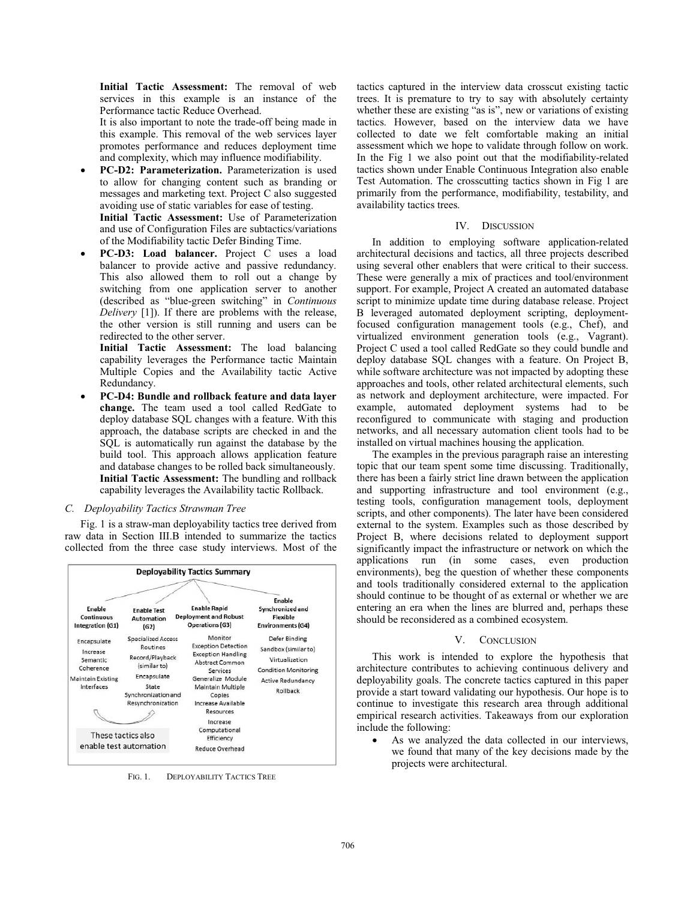**Initial Tactic Assessment:** The removal of web services in this example is an instance of the Performance tactic Reduce Overhead.

It is also important to note the trade-off being made in this example. This removal of the web services layer promotes performance and reduces deployment time and complexity, which may influence modifiability.

- **PC-D2: Parameterization.** Parameterization is used to allow for changing content such as branding or messages and marketing text. Project C also suggested avoiding use of static variables for ease of testing.

  **Initial Tactic Assessment:** Use of Parameterization and use of Configuration Files are subtactics/variations of the Modifiability tactic Defer Binding Time.

- **PC-D3: Load balancer.** Project C uses a load balancer to provide active and passive redundancy. This also allowed them to roll out a change by switching from one application server to another (described as "blue-green switching" in *Continuous Delivery* [1]). If there are problems with the release, the other version is still running and users can be redirected to the other server.

  **Initial Tactic Assessment:** The load balancing capability leverages the Performance tactic Maintain Multiple Copies and the Availability tactic Active Redundancy.

- **PC-D4: Bundle and rollback feature and data layer change.** The team used a tool called RedGate to deploy database SQL changes with a feature. With this approach, the database scripts are checked in and the SQL is automatically run against the database by the build tool. This approach allows application feature and database changes to be rolled back simultaneously.

  **Initial Tactic Assessment:** The bundling and rollback capability leverages the Availability tactic Rollback.

### *C. Deployability Tactics Strawman Tree*

Fig. 1 is a straw-man deployability tactics tree derived from raw data in Section III.B intended to summarize the tactics collected from the three case study interviews. Most of the tactics captured in the interview data crosscut existing tactic trees. It is premature to try to say with absolutely certainty whether these are existing "as is", new or variations of existing tactics. However, based on the interview data we have collected to date we felt comfortable making an initial assessment which we hope to validate through follow on work. In the Fig 1 we also point out that the modifiability-related tactics shown under Enable Continuous Integration also enable Test Automation. The crosscutting tactics shown in Fig 1 are primarily from the performance, modifiability, testability, and availability tactics trees.

Deployability Tactics Summary

Enable Continuous Integration (G1)
Encapsulate
Increase Semantic Coherence
Maintain Existing Interfaces

Enable Test Automation (G2)
Specialized Access Routines
Record/Playback (similar to)
Encapsulate
State Synchronization and Resynchronization

Enable Rapid Deployment and Robust Operations (G3)
Monitor
Exception Detection
Exception Handling
Abstract Common Services
Generalize Module
Maintain Multiple Copies
Increase Available Resources
Increase Computational Efficiency
Reduce Overhead

Enable Synchronized and Flexible Environments (G4)
Defer Binding
Sandbox (similar to)
Virtualization
Condition Monitoring
Active Redundancy
Rollback

These tactics also enable test automation

FIG. 1. DEPLOYABILITY TACTICS TREE

## IV. DISCUSSION

In addition to employing software application-related architectural decisions and tactics, all three projects described using several other enablers that were critical to their success. These were generally a mix of practices and tool/environment support. For example, Project A created an automated database script to minimize update time during database release. Project B leveraged automated deployment scripting, deployment-focused configuration management tools (e.g., Chef), and virtualized environment generation tools (e.g., Vagrant). Project C used a tool called RedGate so they could bundle and deploy database SQL changes with a feature. On Project B, while software architecture was not impacted by adopting these approaches and tools, other related architectural elements, such as network and deployment architecture, were impacted. For example, automated deployment systems had to be reconfigured to communicate with staging and production networks, and all necessary automation client tools had to be installed on virtual machines housing the application.

The examples in the previous paragraph raise an interesting topic that our team spent some time discussing. Traditionally, there has been a fairly strict line drawn between the application and supporting infrastructure and tool environment (e.g., testing tools, configuration management tools, deployment scripts, and other components). The later have been considered external to the system. Examples such as those described by Project B, where decisions related to deployment support significantly impact the infrastructure or network on which the applications run (in some cases, even production environments), beg the question of whether these components and tools traditionally considered external to the application should continue to be thought of as external or whether we are entering an era when the lines are blurred and, perhaps these should be reconsidered as a combined ecosystem.

## V. CONCLUSION

This work is intended to explore the hypothesis that architecture contributes to achieving continuous delivery and deployability goals. The concrete tactics captured in this paper provide a start toward validating our hypothesis. Our hope is to continue to investigate this research area through additional empirical research activities. Takeaways from our exploration include the following:

- As we analyzed the data collected in our interviews, we found that many of the key decisions made by the projects were architectural.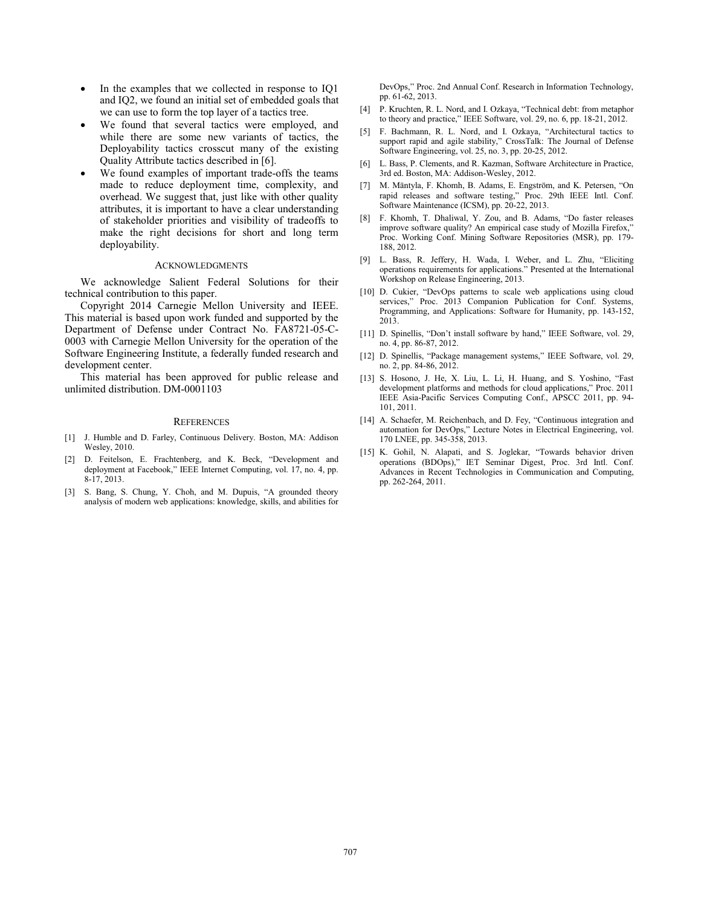- In the examples that we collected in response to IQ1 and IQ2, we found an initial set of embedded goals that we can use to form the top layer of a tactics tree.
- We found that several tactics were employed, and while there are some new variants of tactics, the Deployability tactics crosscut many of the existing Quality Attribute tactics described in [6].
- We found examples of important trade-offs the teams made to reduce deployment time, complexity, and overhead. We suggest that, just like with other quality attributes, it is important to have a clear understanding of stakeholder priorities and visibility of tradeoffs to make the right decisions for short and long term deployability.

## Acknowledgments

We acknowledge Salient Federal Solutions for their technical contribution to this paper.

Copyright 2014 Carnegie Mellon University and IEEE. This material is based upon work funded and supported by the Department of Defense under Contract No. FA8721-05-C-0003 with Carnegie Mellon University for the operation of the Software Engineering Institute, a federally funded research and development center.

This material has been approved for public release and unlimited distribution. DM-0001103

## References

[1] J. Humble and D. Farley, Continuous Delivery. Boston, MA: Addison Wesley, 2010.

[2] D. Feitelson, E. Frachtenberg, and K. Beck, "Development and deployment at Facebook," IEEE Internet Computing, vol. 17, no. 4, pp. 8-17, 2013.

[3] S. Bang, S. Chung, Y. Choh, and M. Dupuis, "A grounded theory analysis of modern web applications: knowledge, skills, and abilities for DevOps," Proc. 2nd Annual Conf. Research in Information Technology, pp. 61-62, 2013.

[4] P. Kruchten, R. L. Nord, and I. Ozkaya, "Technical debt: from metaphor to theory and practice," IEEE Software, vol. 29, no. 6, pp. 18-21, 2012.

[5] F. Bachmann, R. L. Nord, and I. Ozkaya, "Architectural tactics to support rapid and agile stability," CrossTalk: The Journal of Defense Software Engineering, vol. 25, no. 3, pp. 20-25, 2012.

[6] L. Bass, P. Clements, and R. Kazman, Software Architecture in Practice, 3rd ed. Boston, MA: Addison-Wesley, 2012.

[7] M. Mäntyla, F. Khomh, B. Adams, E. Engström, and K. Petersen, "On rapid releases and software testing," Proc. 29th IEEE Intl. Conf. Software Maintenance (ICSM), pp. 20-22, 2013.

[8] F. Khomh, T. Dhaliwal, Y. Zou, and B. Adams, "Do faster releases improve software quality? An empirical case study of Mozilla Firefox," Proc. Working Conf. Mining Software Repositories (MSR), pp. 179-188, 2012.

[9] L. Bass, R. Jeffery, H. Wada, I. Weber, and L. Zhu, "Eliciting operations requirements for applications." Presented at the International Workshop on Release Engineering, 2013.

[10] D. Cukier, "DevOps patterns to scale web applications using cloud services," Proc. 2013 Companion Publication for Conf. Systems, Programming, and Applications: Software for Humanity, pp. 143-152, 2013.

[11] D. Spinellis, "Don't install software by hand," IEEE Software, vol. 29, no. 4, pp. 86-87, 2012.

[12] D. Spinellis, "Package management systems," IEEE Software, vol. 29, no. 2, pp. 84-86, 2012.

[13] S. Hosono, J. He, X. Liu, L. Li, H. Huang, and S. Yoshino, "Fast development platforms and methods for cloud applications," Proc. 2011 IEEE Asia-Pacific Services Computing Conf., APSCC 2011, pp. 94-101, 2011.

[14] A. Schaefer, M. Reichenbach, and D. Fey, "Continuous integration and automation for DevOps," Lecture Notes in Electrical Engineering, vol. 170 LNEE, pp. 345-358, 2013.

[15] K. Gohil, N. Alapati, and S. Joglekar, "Towards behavior driven operations (BDOps)," IET Seminar Digest, Proc. 3rd Intl. Conf. Advances in Recent Technologies in Communication and Computing, pp. 262-264, 2011.